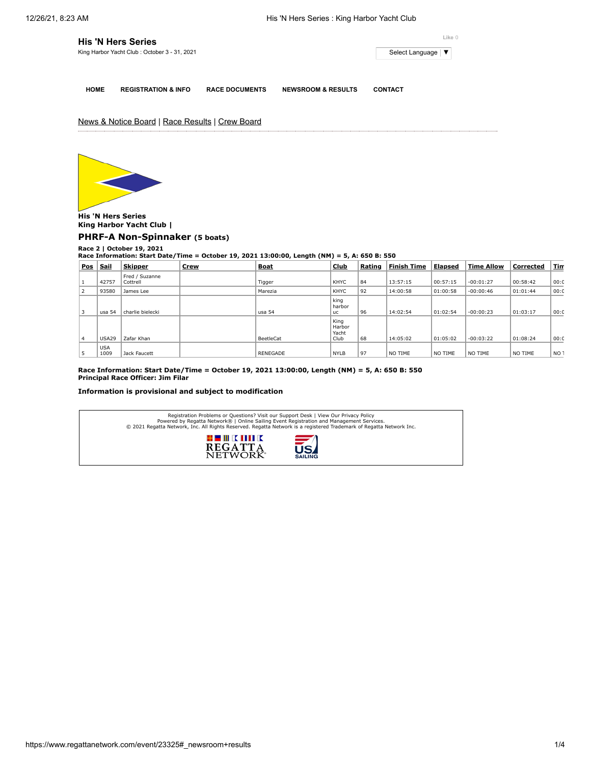# His 'N Hers Series

King Harbor Yacht Club : October 3 - 31, 2021

Like 0

Select Language ▼

HOME REGISTRATION & INFO RACE DOCUMENTS NEWSROOM & RESULTS CONTACT

News & Notice Board | Race Results | Crew Board

**His 'N Hers Series**
**King Harbor Yacht Club |**

## PHRF-A Non-Spinnaker (5 boats)

**Race 2 | October 19, 2021**
**Race Information: Start Date/Time = October 19, 2021 13:00:00, Length (NM) = 5, A: 650 B: 550**

| Pos | Sail | Skipper | Crew | Boat | Club | Rating | Finish Time | Elapsed | Time Allow | Corrected | Tim |
|---|---|---|---|---|---|---|---|---|---|---|---|
| 1 | 42757 | Fred / Suzanne Cottrell | | Tigger | KHYC | 84 | 13:57:15 | 00:57:15 | -00:01:27 | 00:58:42 | 00:0 |
| 2 | 93580 | James Lee | | Marezia | KHYC | 92 | 14:00:58 | 01:00:58 | -00:00:46 | 01:01:44 | 00:0 |
| 3 | usa 54 | charlie bielecki | | usa 54 | king harbor uc | 96 | 14:02:54 | 01:02:54 | -00:00:23 | 01:03:17 | 00:0 |
| 4 | USA29 | Zafar Khan | | BeetleCat | King Harbor Yacht Club | 68 | 14:05:02 | 01:05:02 | -00:03:22 | 01:08:24 | 00:0 |
| 5 | USA 1009 | Jack Faucett | | RENEGADE | NYLB | 97 | NO TIME | NO TIME | NO TIME | NO TIME | NO T |

**Race Information: Start Date/Time = October 19, 2021 13:00:00, Length (NM) = 5, A: 650 B: 550**
**Principal Race Officer: Jim Filar**

**Information is provisional and subject to modification**

Registration Problems or Questions? Visit our Support Desk | View Our Privacy Policy
Powered by Regatta Network® | Online Sailing Event Registration and Management Services.
© 2021 Regatta Network, Inc. All Rights Reserved. Regatta Network is a registered Trademark of Regatta Network Inc.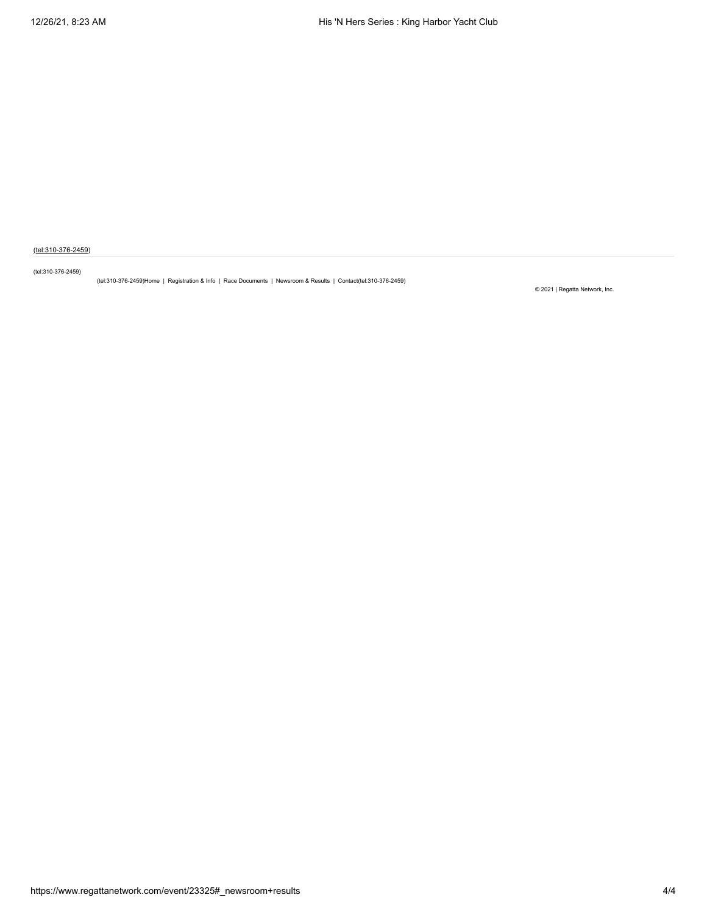(tel:310-376-2459)

(tel:310-376-2459)

(tel:310-376-2459)Home | Registration & Info | Race Documents | Newsroom & Results | Contact(tel:310-376-2459)

© 2021 | Regatta Network, Inc.